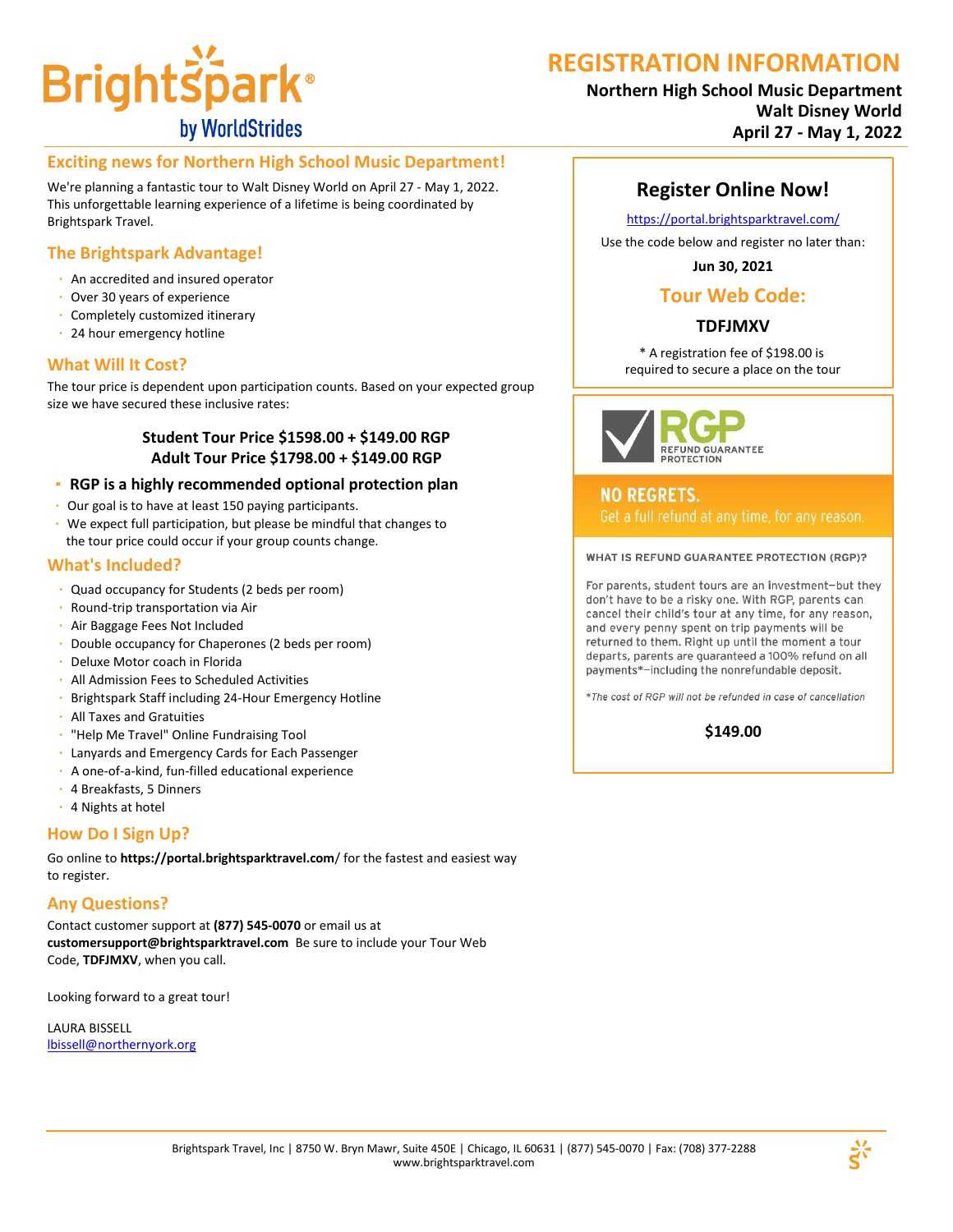# REGISTRATION INFORMATION

**Northern High School Music Department**
**Walt Disney World**
**April 27 - May 1, 2022**

## Exciting news for Northern High School Music Department!

We're planning a fantastic tour to Walt Disney World on April 27 - May 1, 2022. This unforgettable learning experience of a lifetime is being coordinated by Brightspark Travel.

## The Brightspark Advantage!

- An accredited and insured operator
- Over 30 years of experience
- Completely customized itinerary
- 24 hour emergency hotline

## What Will It Cost?

The tour price is dependent upon participation counts. Based on your expected group size we have secured these inclusive rates:

**Student Tour Price $1598.00 + $149.00 RGP**
**Adult Tour Price $1798.00 + $149.00 RGP**

- **RGP is a highly recommended optional protection plan**
- Our goal is to have at least 150 paying participants.
- We expect full participation, but please be mindful that changes to the tour price could occur if your group counts change.

## What's Included?

- Quad occupancy for Students (2 beds per room)
- Round-trip transportation via Air
- Air Baggage Fees Not Included
- Double occupancy for Chaperones (2 beds per room)
- Deluxe Motor coach in Florida
- All Admission Fees to Scheduled Activities
- Brightspark Staff including 24-Hour Emergency Hotline
- All Taxes and Gratuities
- "Help Me Travel" Online Fundraising Tool
- Lanyards and Emergency Cards for Each Passenger
- A one-of-a-kind, fun-filled educational experience
- 4 Breakfasts, 5 Dinners
- 4 Nights at hotel

## How Do I Sign Up?

Go online to **https://portal.brightsparktravel.com/** for the fastest and easiest way to register.

## Any Questions?

Contact customer support at **(877) 545-0070** or email us at **customersupport@brightsparktravel.com** Be sure to include your Tour Web Code, **TDFJMXV**, when you call.

Looking forward to a great tour!

LAURA BISSELL
lbissell@northernyork.org

## Register Online Now!

https://portal.brightsparktravel.com/

Use the code below and register no later than:

**Jun 30, 2021**

### Tour Web Code:

**TDFJMXV**

\* A registration fee of $198.00 is required to secure a place on the tour

RGP REFUND GUARANTEE PROTECTION

**NO REGRETS.**
Get a full refund at any time, for any reason.

**WHAT IS REFUND GUARANTEE PROTECTION (RGP)?**

For parents, student tours are an investment—but they don't have to be a risky one. With RGP, parents can cancel their child's tour at any time, for any reason, and every penny spent on trip payments will be returned to them. Right up until the moment a tour departs, parents are guaranteed a 100% refund on all payments*—including the nonrefundable deposit.

*\*The cost of RGP will not be refunded in case of cancellation*

**$149.00**

Brightspark Travel, Inc | 8750 W. Bryn Mawr, Suite 450E | Chicago, IL 60631 | (877) 545-0070 | Fax: (708) 377-2288
www.brightsparktravel.com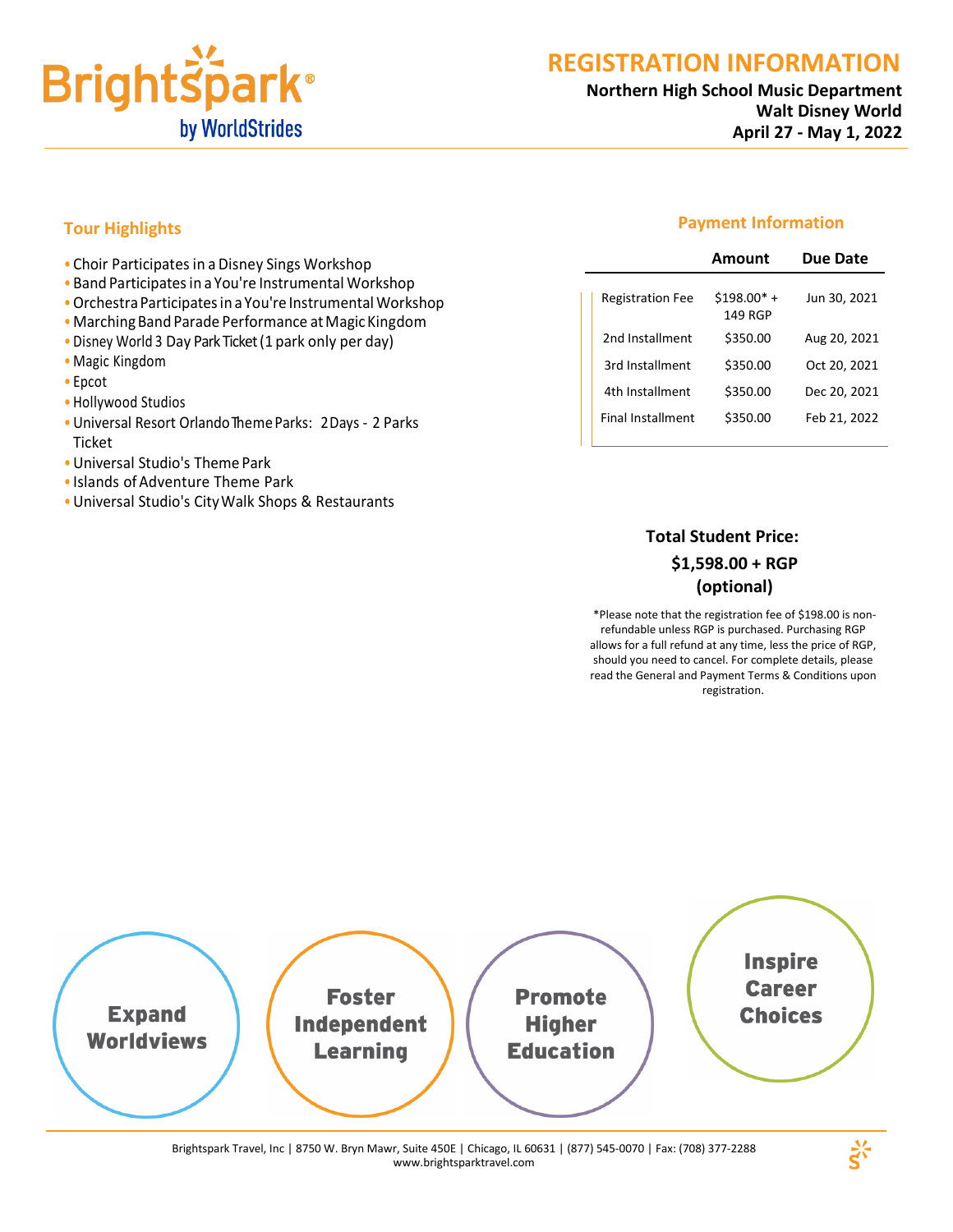# REGISTRATION INFORMATION

**Northern High School Music Department**
**Walt Disney World**
**April 27 - May 1, 2022**

## Tour Highlights

- Choir Participates in a Disney Sings Workshop
- Band Participates in a You're Instrumental Workshop
- Orchestra Participates in a You're Instrumental Workshop
- Marching Band Parade Performance at Magic Kingdom
- Disney World 3 Day Park Ticket (1 park only per day)
- Magic Kingdom
- Epcot
- Hollywood Studios
- Universal Resort Orlando Theme Parks: 2 Days - 2 Parks Ticket
- Universal Studio's Theme Park
- Islands of Adventure Theme Park
- Universal Studio's City Walk Shops & Restaurants

## Payment Information

| | Amount | Due Date |
|---|---|---|
| Registration Fee | $198.00* + 149 RGP | Jun 30, 2021 |
| 2nd Installment | $350.00 | Aug 20, 2021 |
| 3rd Installment | $350.00 | Oct 20, 2021 |
| 4th Installment | $350.00 | Dec 20, 2021 |
| Final Installment | $350.00 | Feb 21, 2022 |

**Total Student Price:**
**$1,598.00 + RGP (optional)**

*Please note that the registration fee of $198.00 is non-refundable unless RGP is purchased. Purchasing RGP allows for a full refund at any time, less the price of RGP, should you need to cancel. For complete details, please read the General and Payment Terms & Conditions upon registration.

**Expand Worldviews** | **Foster Independent Learning** | **Promote Higher Education** | **Inspire Career Choices**

Brightspark Travel, Inc | 8750 W. Bryn Mawr, Suite 450E | Chicago, IL 60631 | (877) 545-0070 | Fax: (708) 377-2288
www.brightsparktravel.com